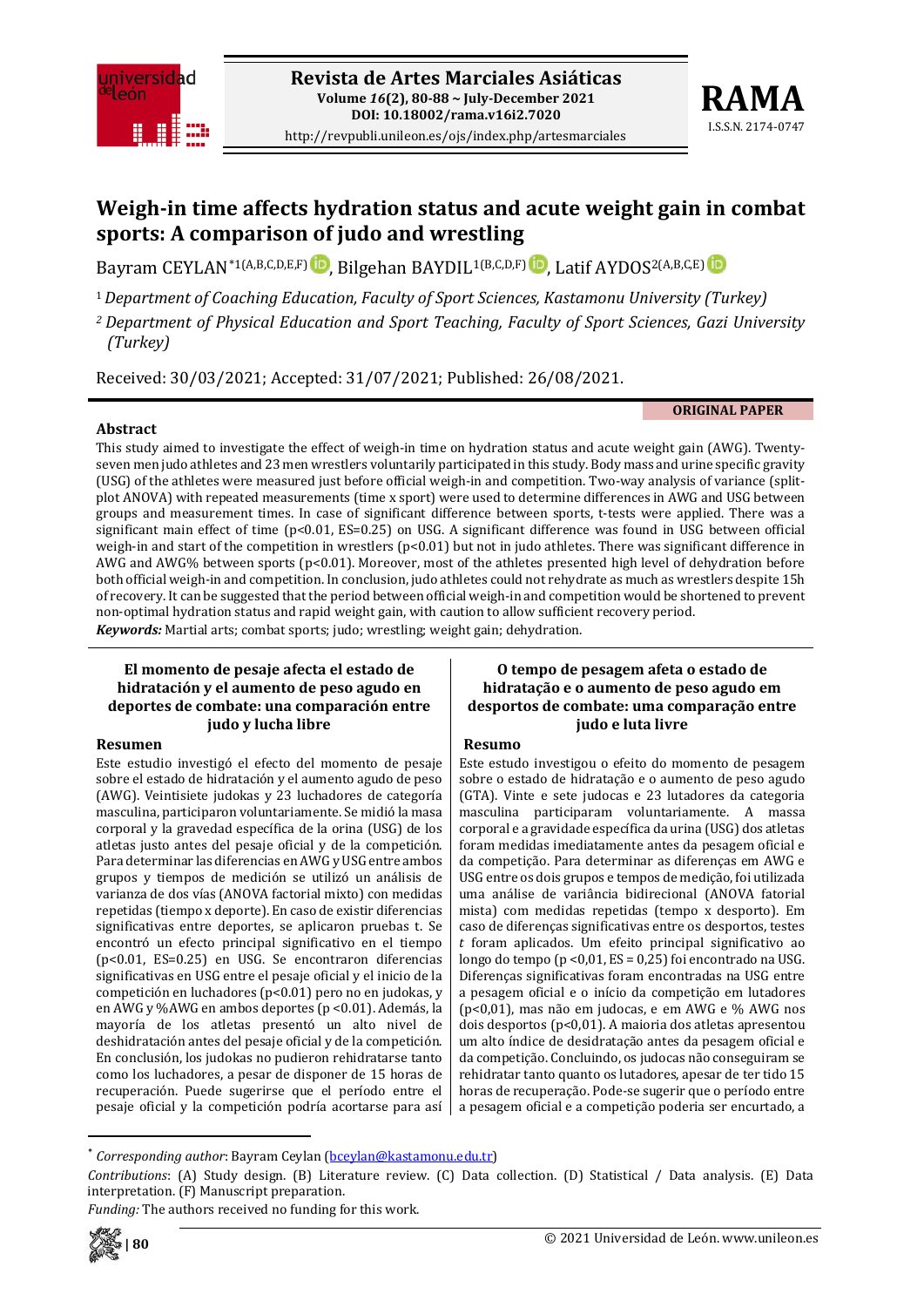# Weigh-in time affects hydration status and acute weight gain in combat sports: A comparison of judo and wrestling

Bayram CEYLAN*[1(A,B,C,D,E,F)], Bilgehan BAYDIL[1(B,C,D,F)], Latif AYDOS[2(A,B,C,E)]

[1] *Department of Coaching Education, Faculty of Sport Sciences, Kastamonu University (Turkey)*

[2] *Department of Physical Education and Sport Teaching, Faculty of Sport Sciences, Gazi University (Turkey)*

Received: 30/03/2021; Accepted: 31/07/2021; Published: 26/08/2021.

**ORIGINAL PAPER**

## Abstract

This study aimed to investigate the effect of weigh-in time on hydration status and acute weight gain (AWG). Twenty-seven men judo athletes and 23 men wrestlers voluntarily participated in this study. Body mass and urine specific gravity (USG) of the athletes were measured just before official weigh-in and competition. Two-way analysis of variance (split-plot ANOVA) with repeated measurements (time x sport) were used to determine differences in AWG and USG between groups and measurement times. In case of significant difference between sports, t-tests were applied. There was a significant main effect of time ($p<0.01$, ES=0.25) on USG. A significant difference was found in USG between official weigh-in and start of the competition in wrestlers ($p<0.01$) but not in judo athletes. There was significant difference in AWG and AWG% between sports ($p<0.01$). Moreover, most of the athletes presented high level of dehydration before both official weigh-in and competition. In conclusion, judo athletes could not rehydrate as much as wrestlers despite 15h of recovery. It can be suggested that the period between official weigh-in and competition would be shortened to prevent non-optimal hydration status and rapid weight gain, with caution to allow sufficient recovery period.

***Keywords:*** Martial arts; combat sports; judo; wrestling; weight gain; dehydration.

### El momento de pesaje afecta el estado de hidratación y el aumento de peso agudo en deportes de combate: una comparación entre judo y lucha libre

#### Resumen

Este estudio investigó el efecto del momento de pesaje sobre el estado de hidratación y el aumento de peso agudo (AWG). Veintisiete judokas y 23 luchadores de categoría masculina, participaron voluntariamente. Se midió la masa corporal y la gravedad específica de la orina (USG) de los atletas justo antes del pesaje oficial y de la competición. Para determinar las diferencias en AWG y USG entre ambos grupos y tiempos de medición se utilizó un análisis de varianza de dos vías (ANOVA factorial mixto) con medidas repetidas (tiempo x deporte). En caso de existir diferencias significativas entre deportes, se aplicaron pruebas t. Se encontró un efecto principal significativo en el tiempo ($p<0.01$, ES=0.25) en USG. Se encontraron diferencias significativas en USG entre el pesaje oficial y el inicio de la competición en luchadores ($p<0.01$) pero no en judokas, y en AWG y %AWG en ambos deportes ($p<0.01$). Además, la mayoría de los atletas presentó un alto nivel de deshidratación antes del pesaje oficial y de la competición. En conclusión, los judokas no pudieron rehidratarse tanto como los luchadores, a pesar de disponer de 15 horas de recuperación. Puede sugerirse que el período entre el pesaje oficial y la competición podría acortarse para así

### O tempo de pesagem afeta o estado de hidratação e o aumento de peso agudo em desportos de combate: uma comparação entre judo e luta livre

#### Resumo

Este estudo investigou o efeito do momento de pesagem sobre o estado de hidratação e o aumento de peso agudo (GTA). Vinte e sete judocas e 23 lutadores da categoria masculina participaram voluntariamente. A massa corporal e a gravidade específica da urina (USG) dos atletas foram medidas imediatamente antes da pesagem oficial e da competição. Para determinar as diferenças em AWG e USG entre os dois grupos e tempos de medição, foi utilizada uma análise de variância bidirecional (ANOVA fatorial mista) com medidas repetidas (tempo x desporto). Em caso de diferenças significativas entre os desportos, testes *t* foram aplicados. Um efeito principal significativo ao longo do tempo ($p <0,01$, ES = 0,25) foi encontrado na USG. Diferenças significativas foram encontradas na USG entre a pesagem oficial e o início da competição em lutadores ($p<0,01$), mas não em judocas, e em AWG e % AWG nos dois desportos ($p<0,01$). A maioria dos atletas apresentou um alto índice de desidratação antes da pesagem oficial e da competição. Concluindo, os judocas não conseguiram se rehidratar tanto quanto os lutadores, apesar de ter tido 15 horas de recuperação. Pode-se sugerir que o período entre a pesagem oficial e a competição poderia ser encurtado, a

---

\* *Corresponding author*: Bayram Ceylan (bceylan@kastamonu.edu.tr)

*Contributions*: (A) Study design. (B) Literature review. (C) Data collection. (D) Statistical / Data analysis. (E) Data interpretation. (F) Manuscript preparation.

*Funding:* The authors received no funding for this work.

© 2021 Universidad de León. www.unileon.es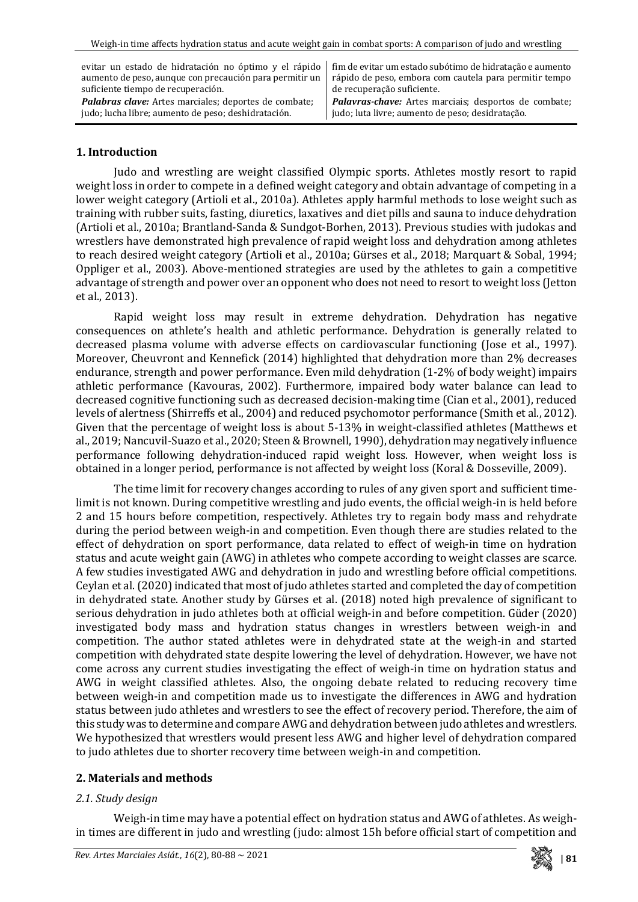evitar un estado de hidratación no óptimo y el rápido aumento de peso, aunque con precaución para permitir un suficiente tiempo de recuperación.

***Palabras clave:*** Artes marciales; deportes de combate; judo; lucha libre; aumento de peso; deshidratación.

fim de evitar um estado subótimo de hidratação e aumento rápido de peso, embora com cautela para permitir tempo de recuperação suficiente.

***Palavras-chave:*** Artes marciais; desportos de combate; judo; luta livre; aumento de peso; desidratação.

## 1. Introduction

Judo and wrestling are weight classified Olympic sports. Athletes mostly resort to rapid weight loss in order to compete in a defined weight category and obtain advantage of competing in a lower weight category (Artioli et al., 2010a). Athletes apply harmful methods to lose weight such as training with rubber suits, fasting, diuretics, laxatives and diet pills and sauna to induce dehydration (Artioli et al., 2010a; Brantland-Sanda & Sundgot-Borhen, 2013). Previous studies with judokas and wrestlers have demonstrated high prevalence of rapid weight loss and dehydration among athletes to reach desired weight category (Artioli et al., 2010a; Gürses et al., 2018; Marquart & Sobal, 1994; Oppliger et al., 2003). Above-mentioned strategies are used by the athletes to gain a competitive advantage of strength and power over an opponent who does not need to resort to weight loss (Jetton et al., 2013).

Rapid weight loss may result in extreme dehydration. Dehydration has negative consequences on athlete's health and athletic performance. Dehydration is generally related to decreased plasma volume with adverse effects on cardiovascular functioning (Jose et al., 1997). Moreover, Cheuvront and Kennefick (2014) highlighted that dehydration more than 2% decreases endurance, strength and power performance. Even mild dehydration (1-2% of body weight) impairs athletic performance (Kavouras, 2002). Furthermore, impaired body water balance can lead to decreased cognitive functioning such as decreased decision-making time (Cian et al., 2001), reduced levels of alertness (Shirreffs et al., 2004) and reduced psychomotor performance (Smith et al., 2012). Given that the percentage of weight loss is about 5-13% in weight-classified athletes (Matthews et al., 2019; Nancuvil-Suazo et al., 2020; Steen & Brownell, 1990), dehydration may negatively influence performance following dehydration-induced rapid weight loss. However, when weight loss is obtained in a longer period, performance is not affected by weight loss (Koral & Dosseville, 2009).

The time limit for recovery changes according to rules of any given sport and sufficient time-limit is not known. During competitive wrestling and judo events, the official weigh-in is held before 2 and 15 hours before competition, respectively. Athletes try to regain body mass and rehydrate during the period between weigh-in and competition. Even though there are studies related to the effect of dehydration on sport performance, data related to effect of weigh-in time on hydration status and acute weight gain (AWG) in athletes who compete according to weight classes are scarce. A few studies investigated AWG and dehydration in judo and wrestling before official competitions. Ceylan et al. (2020) indicated that most of judo athletes started and completed the day of competition in dehydrated state. Another study by Gürses et al. (2018) noted high prevalence of significant to serious dehydration in judo athletes both at official weigh-in and before competition. Güder (2020) investigated body mass and hydration status changes in wrestlers between weigh-in and competition. The author stated athletes were in dehydrated state at the weigh-in and started competition with dehydrated state despite lowering the level of dehydration. However, we have not come across any current studies investigating the effect of weigh-in time on hydration status and AWG in weight classified athletes. Also, the ongoing debate related to reducing recovery time between weigh-in and competition made us to investigate the differences in AWG and hydration status between judo athletes and wrestlers to see the effect of recovery period. Therefore, the aim of this study was to determine and compare AWG and dehydration between judo athletes and wrestlers. We hypothesized that wrestlers would present less AWG and higher level of dehydration compared to judo athletes due to shorter recovery time between weigh-in and competition.

## 2. Materials and methods

### *2.1. Study design*

Weigh-in time may have a potential effect on hydration status and AWG of athletes. As weigh-in times are different in judo and wrestling (judo: almost 15h before official start of competition and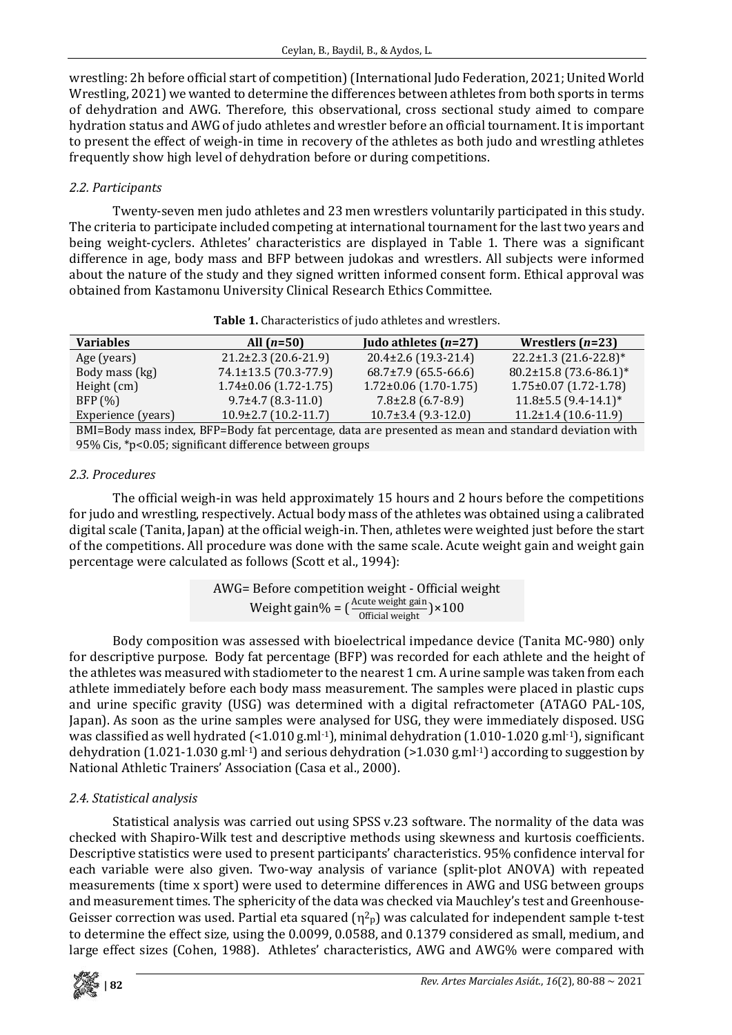wrestling: 2h before official start of competition) (International Judo Federation, 2021; United World Wrestling, 2021) we wanted to determine the differences between athletes from both sports in terms of dehydration and AWG. Therefore, this observational, cross sectional study aimed to compare hydration status and AWG of judo athletes and wrestler before an official tournament. It is important to present the effect of weigh-in time in recovery of the athletes as both judo and wrestling athletes frequently show high level of dehydration before or during competitions.

### *2.2. Participants*

Twenty-seven men judo athletes and 23 men wrestlers voluntarily participated in this study. The criteria to participate included competing at international tournament for the last two years and being weight-cyclers. Athletes' characteristics are displayed in Table 1. There was a significant difference in age, body mass and BFP between judokas and wrestlers. All subjects were informed about the nature of the study and they signed written informed consent form. Ethical approval was obtained from Kastamonu University Clinical Research Ethics Committee.

**Table 1.** Characteristics of judo athletes and wrestlers.

| Variables | All (*n*=50) | Judo athletes (*n*=27) | Wrestlers (*n*=23) |
|---|---|---|---|
| Age (years) | 21.2±2.3 (20.6-21.9) | 20.4±2.6 (19.3-21.4) | 22.2±1.3 (21.6-22.8)* |
| Body mass (kg) | 74.1±13.5 (70.3-77.9) | 68.7±7.9 (65.5-66.6) | 80.2±15.8 (73.6-86.1)* |
| Height (cm) | 1.74±0.06 (1.72-1.75) | 1.72±0.06 (1.70-1.75) | 1.75±0.07 (1.72-1.78) |
| BFP (%) | 9.7±4.7 (8.3-11.0) | 7.8±2.8 (6.7-8.9) | 11.8±5.5 (9.4-14.1)* |
| Experience (years) | 10.9±2.7 (10.2-11.7) | 10.7±3.4 (9.3-12.0) | 11.2±1.4 (10.6-11.9) |

BMI=Body mass index, BFP=Body fat percentage, data are presented as mean and standard deviation with 95% Cis, *p<0.05; significant difference between groups

### *2.3. Procedures*

The official weigh-in was held approximately 15 hours and 2 hours before the competitions for judo and wrestling, respectively. Actual body mass of the athletes was obtained using a calibrated digital scale (Tanita, Japan) at the official weigh-in. Then, athletes were weighted just before the start of the competitions. All procedure was done with the same scale. Acute weight gain and weight gain percentage were calculated as follows (Scott et al., 1994):

$$\text{AWG} = \text{Before competition weight} - \text{Official weight}$$

$$\text{Weight gain\%} = \left(\frac{\text{Acute weight gain}}{\text{Official weight}}\right) \times 100$$

Body composition was assessed with bioelectrical impedance device (Tanita MC-980) only for descriptive purpose. Body fat percentage (BFP) was recorded for each athlete and the height of the athletes was measured with stadiometer to the nearest 1 cm. A urine sample was taken from each athlete immediately before each body mass measurement. The samples were placed in plastic cups and urine specific gravity (USG) was determined with a digital refractometer (ATAGO PAL-10S, Japan). As soon as the urine samples were analysed for USG, they were immediately disposed. USG was classified as well hydrated (<1.010 g.ml$^{-1}$), minimal dehydration (1.010-1.020 g.ml$^{-1}$), significant dehydration (1.021-1.030 g.ml$^{-1}$) and serious dehydration (>1.030 g.ml$^{-1}$) according to suggestion by National Athletic Trainers' Association (Casa et al., 2000).

### *2.4. Statistical analysis*

Statistical analysis was carried out using SPSS v.23 software. The normality of the data was checked with Shapiro-Wilk test and descriptive methods using skewness and kurtosis coefficients. Descriptive statistics were used to present participants' characteristics. 95% confidence interval for each variable were also given. Two-way analysis of variance (split-plot ANOVA) with repeated measurements (time x sport) were used to determine differences in AWG and USG between groups and measurement times. The sphericity of the data was checked via Mauchley's test and Greenhouse-Geisser correction was used. Partial eta squared ($\eta^2_p$) was calculated for independent sample t-test to determine the effect size, using the 0.0099, 0.0588, and 0.1379 considered as small, medium, and large effect sizes (Cohen, 1988). Athletes' characteristics, AWG and AWG% were compared with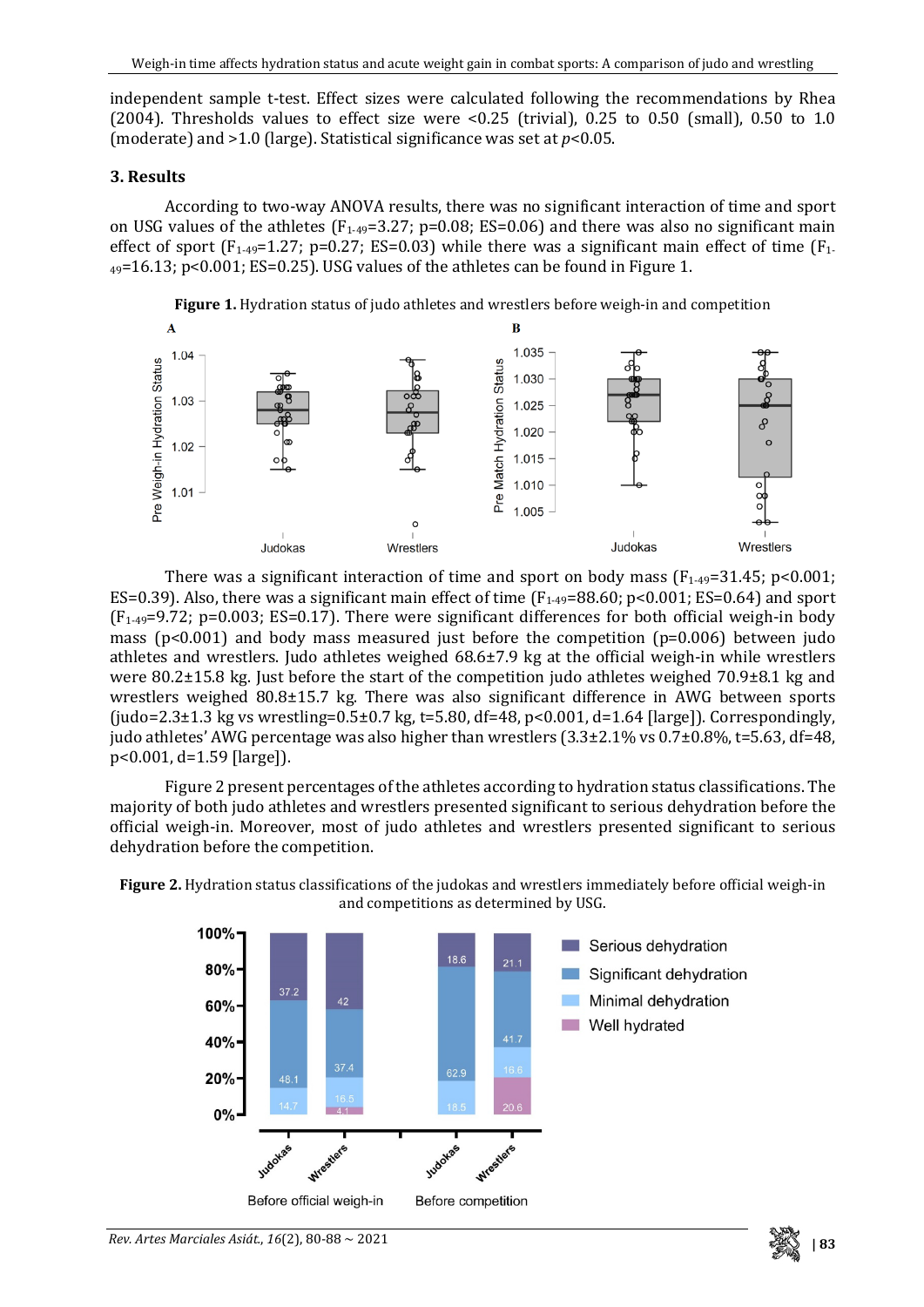independent sample t-test. Effect sizes were calculated following the recommendations by Rhea (2004). Thresholds values to effect size were <0.25 (trivial), 0.25 to 0.50 (small), 0.50 to 1.0 (moderate) and >1.0 (large). Statistical significance was set at $p<0.05$.

### 3. Results

According to two-way ANOVA results, there was no significant interaction of time and sport on USG values of the athletes ($F_{1\text{-}49}=3.27$; p=0.08; ES=0.06) and there was also no significant main effect of sport ($F_{1\text{-}49}=1.27$; p=0.27; ES=0.03) while there was a significant main effect of time ($F_{1\text{-}49}=16.13$; p<0.001; ES=0.25). USG values of the athletes can be found in Figure 1.

**Figure 1.** Hydration status of judo athletes and wrestlers before weigh-in and competition

There was a significant interaction of time and sport on body mass ($F_{1\text{-}49}=31.45$; p<0.001; ES=0.39). Also, there was a significant main effect of time ($F_{1\text{-}49}=88.60$; p<0.001; ES=0.64) and sport ($F_{1\text{-}49}=9.72$; p=0.003; ES=0.17). There were significant differences for both official weigh-in body mass (p<0.001) and body mass measured just before the competition (p=0.006) between judo athletes and wrestlers. Judo athletes weighed 68.6±7.9 kg at the official weigh-in while wrestlers were 80.2±15.8 kg. Just before the start of the competition judo athletes weighed 70.9±8.1 kg and wrestlers weighed 80.8±15.7 kg. There was also significant difference in AWG between sports (judo=2.3±1.3 kg vs wrestling=0.5±0.7 kg, t=5.80, df=48, p<0.001, d=1.64 [large]). Correspondingly, judo athletes' AWG percentage was also higher than wrestlers (3.3±2.1% vs 0.7±0.8%, t=5.63, df=48, p<0.001, d=1.59 [large]).

Figure 2 present percentages of the athletes according to hydration status classifications. The majority of both judo athletes and wrestlers presented significant to serious dehydration before the official weigh-in. Moreover, most of judo athletes and wrestlers presented significant to serious dehydration before the competition.

**Figure 2.** Hydration status classifications of the judokas and wrestlers immediately before official weigh-in and competitions as determined by USG.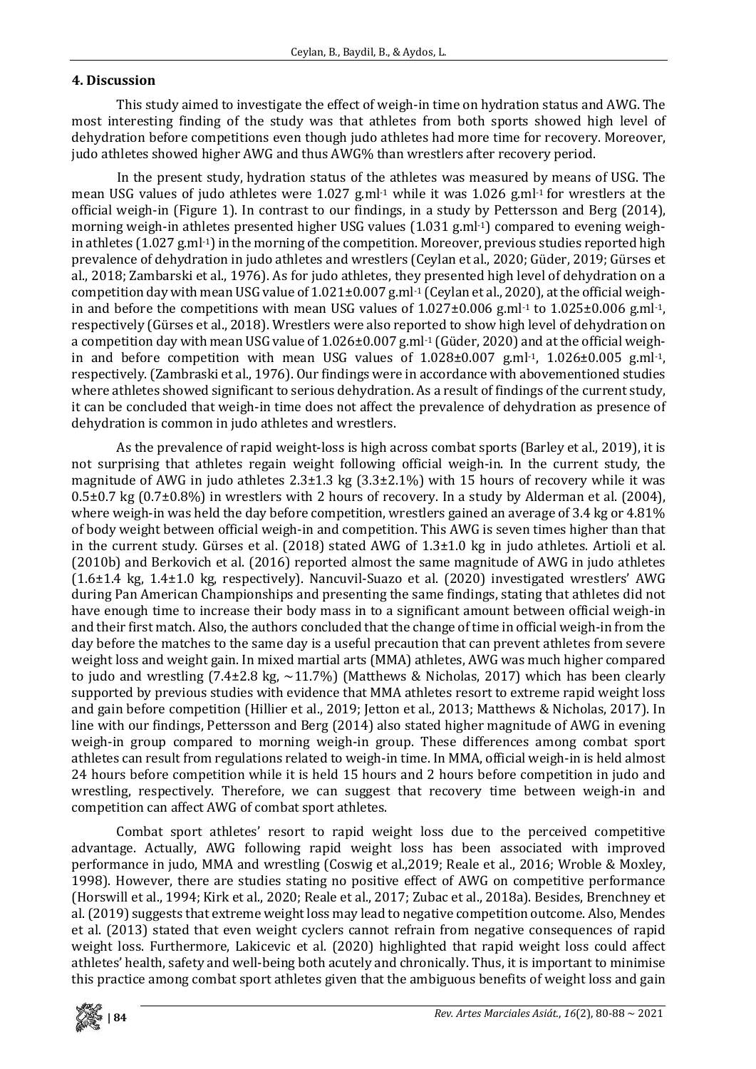## 4. Discussion

This study aimed to investigate the effect of weigh-in time on hydration status and AWG. The most interesting finding of the study was that athletes from both sports showed high level of dehydration before competitions even though judo athletes had more time for recovery. Moreover, judo athletes showed higher AWG and thus AWG% than wrestlers after recovery period.

In the present study, hydration status of the athletes was measured by means of USG. The mean USG values of judo athletes were 1.027 g.ml$^{-1}$ while it was 1.026 g.ml$^{-1}$ for wrestlers at the official weigh-in (Figure 1). In contrast to our findings, in a study by Pettersson and Berg (2014), morning weigh-in athletes presented higher USG values (1.031 g.ml$^{-1}$) compared to evening weigh-in athletes (1.027 g.ml$^{-1}$) in the morning of the competition. Moreover, previous studies reported high prevalence of dehydration in judo athletes and wrestlers (Ceylan et al., 2020; Güder, 2019; Gürses et al., 2018; Zambarski et al., 1976). As for judo athletes, they presented high level of dehydration on a competition day with mean USG value of 1.021±0.007 g.ml$^{-1}$ (Ceylan et al., 2020), at the official weigh-in and before the competitions with mean USG values of 1.027±0.006 g.ml$^{-1}$ to 1.025±0.006 g.ml$^{-1}$, respectively (Gürses et al., 2018). Wrestlers were also reported to show high level of dehydration on a competition day with mean USG value of 1.026±0.007 g.ml$^{-1}$ (Güder, 2020) and at the official weigh-in and before competition with mean USG values of 1.028±0.007 g.ml$^{-1}$, 1.026±0.005 g.ml$^{-1}$, respectively. (Zambraski et al., 1976). Our findings were in accordance with abovementioned studies where athletes showed significant to serious dehydration. As a result of findings of the current study, it can be concluded that weigh-in time does not affect the prevalence of dehydration as presence of dehydration is common in judo athletes and wrestlers.

As the prevalence of rapid weight-loss is high across combat sports (Barley et al., 2019), it is not surprising that athletes regain weight following official weigh-in. In the current study, the magnitude of AWG in judo athletes 2.3±1.3 kg (3.3±2.1%) with 15 hours of recovery while it was 0.5±0.7 kg (0.7±0.8%) in wrestlers with 2 hours of recovery. In a study by Alderman et al. (2004), where weigh-in was held the day before competition, wrestlers gained an average of 3.4 kg or 4.81% of body weight between official weigh-in and competition. This AWG is seven times higher than that in the current study. Gürses et al. (2018) stated AWG of 1.3±1.0 kg in judo athletes. Artioli et al. (2010b) and Berkovich et al. (2016) reported almost the same magnitude of AWG in judo athletes (1.6±1.4 kg, 1.4±1.0 kg, respectively). Nancuvil-Suazo et al. (2020) investigated wrestlers' AWG during Pan American Championships and presenting the same findings, stating that athletes did not have enough time to increase their body mass in to a significant amount between official weigh-in and their first match. Also, the authors concluded that the change of time in official weigh-in from the day before the matches to the same day is a useful precaution that can prevent athletes from severe weight loss and weight gain. In mixed martial arts (MMA) athletes, AWG was much higher compared to judo and wrestling (7.4±2.8 kg, ~11.7%) (Matthews & Nicholas, 2017) which has been clearly supported by previous studies with evidence that MMA athletes resort to extreme rapid weight loss and gain before competition (Hillier et al., 2019; Jetton et al., 2013; Matthews & Nicholas, 2017). In line with our findings, Pettersson and Berg (2014) also stated higher magnitude of AWG in evening weigh-in group compared to morning weigh-in group. These differences among combat sport athletes can result from regulations related to weigh-in time. In MMA, official weigh-in is held almost 24 hours before competition while it is held 15 hours and 2 hours before competition in judo and wrestling, respectively. Therefore, we can suggest that recovery time between weigh-in and competition can affect AWG of combat sport athletes.

Combat sport athletes' resort to rapid weight loss due to the perceived competitive advantage. Actually, AWG following rapid weight loss has been associated with improved performance in judo, MMA and wrestling (Coswig et al.,2019; Reale et al., 2016; Wroble & Moxley, 1998). However, there are studies stating no positive effect of AWG on competitive performance (Horswill et al., 1994; Kirk et al., 2020; Reale et al., 2017; Zubac et al., 2018a). Besides, Brenchney et al. (2019) suggests that extreme weight loss may lead to negative competition outcome. Also, Mendes et al. (2013) stated that even weight cyclers cannot refrain from negative consequences of rapid weight loss. Furthermore, Lakicevic et al. (2020) highlighted that rapid weight loss could affect athletes' health, safety and well-being both acutely and chronically. Thus, it is important to minimise this practice among combat sport athletes given that the ambiguous benefits of weight loss and gain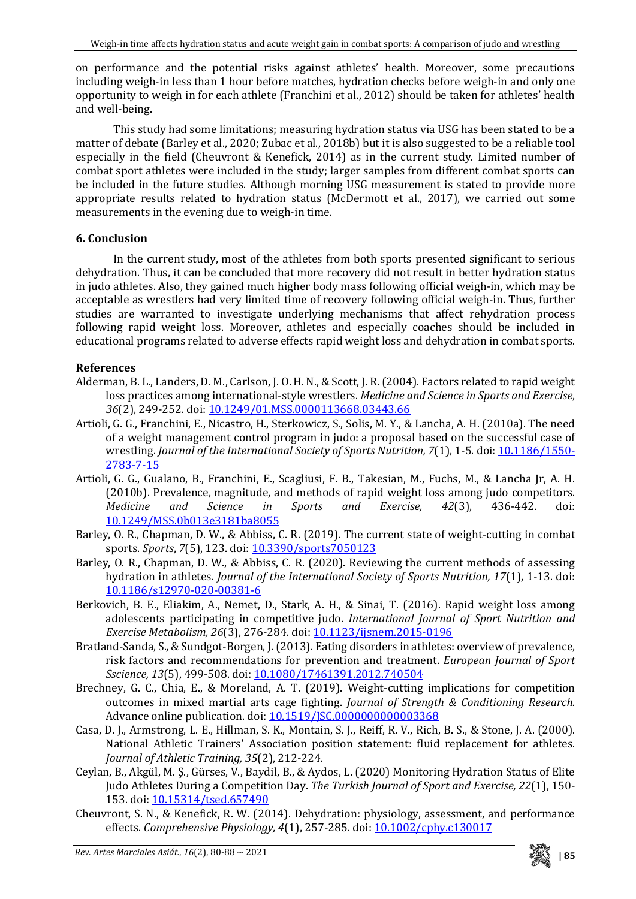on performance and the potential risks against athletes' health. Moreover, some precautions including weigh-in less than 1 hour before matches, hydration checks before weigh-in and only one opportunity to weigh in for each athlete (Franchini et al., 2012) should be taken for athletes' health and well-being.

This study had some limitations; measuring hydration status via USG has been stated to be a matter of debate (Barley et al., 2020; Zubac et al., 2018b) but it is also suggested to be a reliable tool especially in the field (Cheuvront & Kenefick, 2014) as in the current study. Limited number of combat sport athletes were included in the study; larger samples from different combat sports can be included in the future studies. Although morning USG measurement is stated to provide more appropriate results related to hydration status (McDermott et al., 2017), we carried out some measurements in the evening due to weigh-in time.

## 6. Conclusion

In the current study, most of the athletes from both sports presented significant to serious dehydration. Thus, it can be concluded that more recovery did not result in better hydration status in judo athletes. Also, they gained much higher body mass following official weigh-in, which may be acceptable as wrestlers had very limited time of recovery following official weigh-in. Thus, further studies are warranted to investigate underlying mechanisms that affect rehydration process following rapid weight loss. Moreover, athletes and especially coaches should be included in educational programs related to adverse effects rapid weight loss and dehydration in combat sports.

## References

Alderman, B. L., Landers, D. M., Carlson, J. O. H. N., & Scott, J. R. (2004). Factors related to rapid weight loss practices among international-style wrestlers. *Medicine and Science in Sports and Exercise*, *36*(2), 249-252. doi: 10.1249/01.MSS.0000113668.03443.66

Artioli, G. G., Franchini, E., Nicastro, H., Sterkowicz, S., Solis, M. Y., & Lancha, A. H. (2010a). The need of a weight management control program in judo: a proposal based on the successful case of wrestling. *Journal of the International Society of Sports Nutrition, 7*(1), 1-5. doi: 10.1186/1550-2783-7-15

Artioli, G. G., Gualano, B., Franchini, E., Scagliusi, F. B., Takesian, M., Fuchs, M., & Lancha Jr, A. H. (2010b). Prevalence, magnitude, and methods of rapid weight loss among judo competitors. *Medicine and Science in Sports and Exercise, 42*(3), 436-442. doi: 10.1249/MSS.0b013e3181ba8055

Barley, O. R., Chapman, D. W., & Abbiss, C. R. (2019). The current state of weight-cutting in combat sports. *Sports*, *7*(5), 123. doi: 10.3390/sports7050123

Barley, O. R., Chapman, D. W., & Abbiss, C. R. (2020). Reviewing the current methods of assessing hydration in athletes. *Journal of the International Society of Sports Nutrition, 17*(1), 1-13. doi: 10.1186/s12970-020-00381-6

Berkovich, B. E., Eliakim, A., Nemet, D., Stark, A. H., & Sinai, T. (2016). Rapid weight loss among adolescents participating in competitive judo. *International Journal of Sport Nutrition and Exercise Metabolism, 26*(3), 276-284. doi: 10.1123/ijsnem.2015-0196

Bratland-Sanda, S., & Sundgot-Borgen, J. (2013). Eating disorders in athletes: overview of prevalence, risk factors and recommendations for prevention and treatment. *European Journal of Sport Sscience, 13*(5), 499-508. doi: 10.1080/17461391.2012.740504

Brechney, G. C., Chia, E., & Moreland, A. T. (2019). Weight-cutting implications for competition outcomes in mixed martial arts cage fighting. *Journal of Strength & Conditioning Research.* Advance online publication. doi: 10.1519/JSC.0000000000003368

Casa, D. J., Armstrong, L. E., Hillman, S. K., Montain, S. J., Reiff, R. V., Rich, B. S., & Stone, J. A. (2000). National Athletic Trainers' Association position statement: fluid replacement for athletes. *Journal of Athletic Training, 35*(2), 212-224.

Ceylan, B., Akgül, M. Ş., Gürses, V., Baydil, B., & Aydos, L. (2020) Monitoring Hydration Status of Elite Judo Athletes During a Competition Day. *The Turkish Journal of Sport and Exercise, 22*(1), 150-153. doi: 10.15314/tsed.657490

Cheuvront, S. N., & Kenefick, R. W. (2014). Dehydration: physiology, assessment, and performance effects. *Comprehensive Physiology, 4*(1), 257-285. doi: 10.1002/cphy.c130017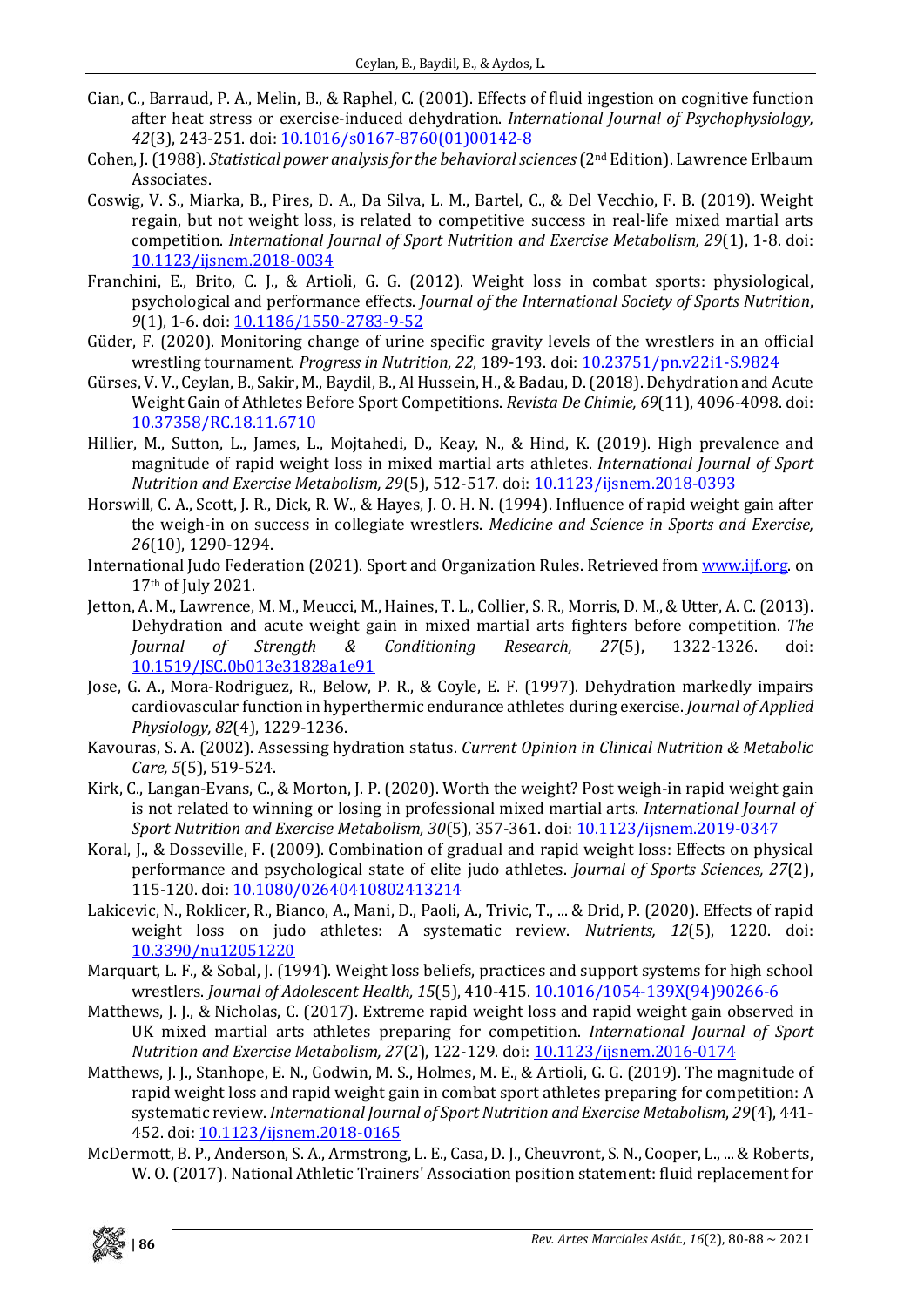Cian, C., Barraud, P. A., Melin, B., & Raphel, C. (2001). Effects of fluid ingestion on cognitive function after heat stress or exercise-induced dehydration. *International Journal of Psychophysiology, 42*(3), 243-251. doi: 10.1016/s0167-8760(01)00142-8

Cohen, J. (1988). *Statistical power analysis for the behavioral sciences* (2nd Edition). Lawrence Erlbaum Associates.

Coswig, V. S., Miarka, B., Pires, D. A., Da Silva, L. M., Bartel, C., & Del Vecchio, F. B. (2019). Weight regain, but not weight loss, is related to competitive success in real-life mixed martial arts competition. *International Journal of Sport Nutrition and Exercise Metabolism, 29*(1), 1-8. doi: 10.1123/ijsnem.2018-0034

Franchini, E., Brito, C. J., & Artioli, G. G. (2012). Weight loss in combat sports: physiological, psychological and performance effects. *Journal of the International Society of Sports Nutrition*, *9*(1), 1-6. doi: 10.1186/1550-2783-9-52

Güder, F. (2020). Monitoring change of urine specific gravity levels of the wrestlers in an official wrestling tournament. *Progress in Nutrition, 22*, 189-193. doi: 10.23751/pn.v22i1-S.9824

Gürses, V. V., Ceylan, B., Sakir, M., Baydil, B., Al Hussein, H., & Badau, D. (2018). Dehydration and Acute Weight Gain of Athletes Before Sport Competitions. *Revista De Chimie, 69*(11), 4096-4098. doi: 10.37358/RC.18.11.6710

Hillier, M., Sutton, L., James, L., Mojtahedi, D., Keay, N., & Hind, K. (2019). High prevalence and magnitude of rapid weight loss in mixed martial arts athletes. *International Journal of Sport Nutrition and Exercise Metabolism, 29*(5), 512-517. doi: 10.1123/ijsnem.2018-0393

Horswill, C. A., Scott, J. R., Dick, R. W., & Hayes, J. O. H. N. (1994). Influence of rapid weight gain after the weigh-in on success in collegiate wrestlers. *Medicine and Science in Sports and Exercise, 26*(10), 1290-1294.

International Judo Federation (2021). Sport and Organization Rules. Retrieved from www.ijf.org. on 17th of July 2021.

Jetton, A. M., Lawrence, M. M., Meucci, M., Haines, T. L., Collier, S. R., Morris, D. M., & Utter, A. C. (2013). Dehydration and acute weight gain in mixed martial arts fighters before competition. *The Journal of Strength & Conditioning Research, 27*(5), 1322-1326. doi: 10.1519/JSC.0b013e31828a1e91

Jose, G. A., Mora-Rodriguez, R., Below, P. R., & Coyle, E. F. (1997). Dehydration markedly impairs cardiovascular function in hyperthermic endurance athletes during exercise. *Journal of Applied Physiology, 82*(4), 1229-1236.

Kavouras, S. A. (2002). Assessing hydration status. *Current Opinion in Clinical Nutrition & Metabolic Care, 5*(5), 519-524.

Kirk, C., Langan-Evans, C., & Morton, J. P. (2020). Worth the weight? Post weigh-in rapid weight gain is not related to winning or losing in professional mixed martial arts. *International Journal of Sport Nutrition and Exercise Metabolism, 30*(5), 357-361. doi: 10.1123/ijsnem.2019-0347

Koral, J., & Dosseville, F. (2009). Combination of gradual and rapid weight loss: Effects on physical performance and psychological state of elite judo athletes. *Journal of Sports Sciences, 27*(2), 115-120. doi: 10.1080/02640410802413214

Lakicevic, N., Roklicer, R., Bianco, A., Mani, D., Paoli, A., Trivic, T., ... & Drid, P. (2020). Effects of rapid weight loss on judo athletes: A systematic review. *Nutrients, 12*(5), 1220. doi: 10.3390/nu12051220

Marquart, L. F., & Sobal, J. (1994). Weight loss beliefs, practices and support systems for high school wrestlers. *Journal of Adolescent Health, 15*(5), 410-415. 10.1016/1054-139X(94)90266-6

Matthews, J. J., & Nicholas, C. (2017). Extreme rapid weight loss and rapid weight gain observed in UK mixed martial arts athletes preparing for competition. *International Journal of Sport Nutrition and Exercise Metabolism, 27*(2), 122-129. doi: 10.1123/ijsnem.2016-0174

Matthews, J. J., Stanhope, E. N., Godwin, M. S., Holmes, M. E., & Artioli, G. G. (2019). The magnitude of rapid weight loss and rapid weight gain in combat sport athletes preparing for competition: A systematic review. *International Journal of Sport Nutrition and Exercise Metabolism*, *29*(4), 441-452. doi: 10.1123/ijsnem.2018-0165

McDermott, B. P., Anderson, S. A., Armstrong, L. E., Casa, D. J., Cheuvront, S. N., Cooper, L., ... & Roberts, W. O. (2017). National Athletic Trainers' Association position statement: fluid replacement for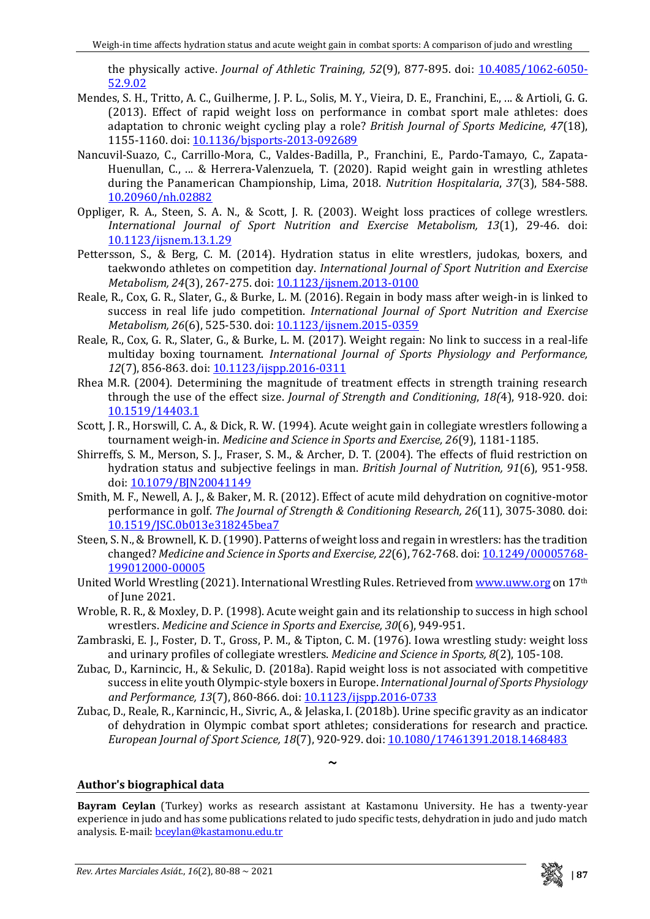the physically active. *Journal of Athletic Training, 52*(9), 877-895. doi: 10.4085/1062-6050-52.9.02

Mendes, S. H., Tritto, A. C., Guilherme, J. P. L., Solis, M. Y., Vieira, D. E., Franchini, E., ... & Artioli, G. G. (2013). Effect of rapid weight loss on performance in combat sport male athletes: does adaptation to chronic weight cycling play a role? *British Journal of Sports Medicine*, *47*(18), 1155-1160. doi: 10.1136/bjsports-2013-092689

Nancuvil-Suazo, C., Carrillo-Mora, C., Valdes-Badilla, P., Franchini, E., Pardo-Tamayo, C., Zapata-Huenullan, C., ... & Herrera-Valenzuela, T. (2020). Rapid weight gain in wrestling athletes during the Panamerican Championship, Lima, 2018. *Nutrition Hospitalaria*, *37*(3), 584-588. 10.20960/nh.02882

Oppliger, R. A., Steen, S. A. N., & Scott, J. R. (2003). Weight loss practices of college wrestlers. *International Journal of Sport Nutrition and Exercise Metabolism, 13*(1), 29-46. doi: 10.1123/ijsnem.13.1.29

Pettersson, S., & Berg, C. M. (2014). Hydration status in elite wrestlers, judokas, boxers, and taekwondo athletes on competition day. *International Journal of Sport Nutrition and Exercise Metabolism, 24*(3), 267-275. doi: 10.1123/ijsnem.2013-0100

Reale, R., Cox, G. R., Slater, G., & Burke, L. M. (2016). Regain in body mass after weigh-in is linked to success in real life judo competition. *International Journal of Sport Nutrition and Exercise Metabolism, 26*(6), 525-530. doi: 10.1123/ijsnem.2015-0359

Reale, R., Cox, G. R., Slater, G., & Burke, L. M. (2017). Weight regain: No link to success in a real-life multiday boxing tournament. *International Journal of Sports Physiology and Performance, 12*(7), 856-863. doi: 10.1123/ijspp.2016-0311

Rhea M.R. (2004). Determining the magnitude of treatment effects in strength training research through the use of the effect size. *Journal of Strength and Conditioning*, *18(*4), 918-920. doi: 10.1519/14403.1

Scott, J. R., Horswill, C. A., & Dick, R. W. (1994). Acute weight gain in collegiate wrestlers following a tournament weigh-in. *Medicine and Science in Sports and Exercise, 26*(9), 1181-1185.

Shirreffs, S. M., Merson, S. J., Fraser, S. M., & Archer, D. T. (2004). The effects of fluid restriction on hydration status and subjective feelings in man. *British Journal of Nutrition, 91*(6), 951-958. doi: 10.1079/BJN20041149

Smith, M. F., Newell, A. J., & Baker, M. R. (2012). Effect of acute mild dehydration on cognitive-motor performance in golf. *The Journal of Strength & Conditioning Research, 26*(11), 3075-3080. doi: 10.1519/JSC.0b013e318245bea7

Steen, S. N., & Brownell, K. D. (1990). Patterns of weight loss and regain in wrestlers: has the tradition changed? *Medicine and Science in Sports and Exercise, 22*(6), 762-768. doi: 10.1249/00005768-199012000-00005

United World Wrestling (2021). International Wrestling Rules. Retrieved from www.uww.org on 17th of June 2021.

Wroble, R. R., & Moxley, D. P. (1998). Acute weight gain and its relationship to success in high school wrestlers. *Medicine and Science in Sports and Exercise, 30*(6), 949-951.

Zambraski, E. J., Foster, D. T., Gross, P. M., & Tipton, C. M. (1976). Iowa wrestling study: weight loss and urinary profiles of collegiate wrestlers. *Medicine and Science in Sports, 8*(2), 105-108.

Zubac, D., Karnincic, H., & Sekulic, D. (2018a). Rapid weight loss is not associated with competitive success in elite youth Olympic-style boxers in Europe. *International Journal of Sports Physiology and Performance, 13*(7), 860-866. doi: 10.1123/ijspp.2016-0733

Zubac, D., Reale, R., Karnincic, H., Sivric, A., & Jelaska, I. (2018b). Urine specific gravity as an indicator of dehydration in Olympic combat sport athletes; considerations for research and practice. *European Journal of Sport Science, 18*(7), 920-929. doi: 10.1080/17461391.2018.1468483

~

## Author's biographical data

**Bayram Ceylan** (Turkey) works as research assistant at Kastamonu University. He has a twenty-year experience in judo and has some publications related to judo specific tests, dehydration in judo and judo match analysis. E-mail: bceylan@kastamonu.edu.tr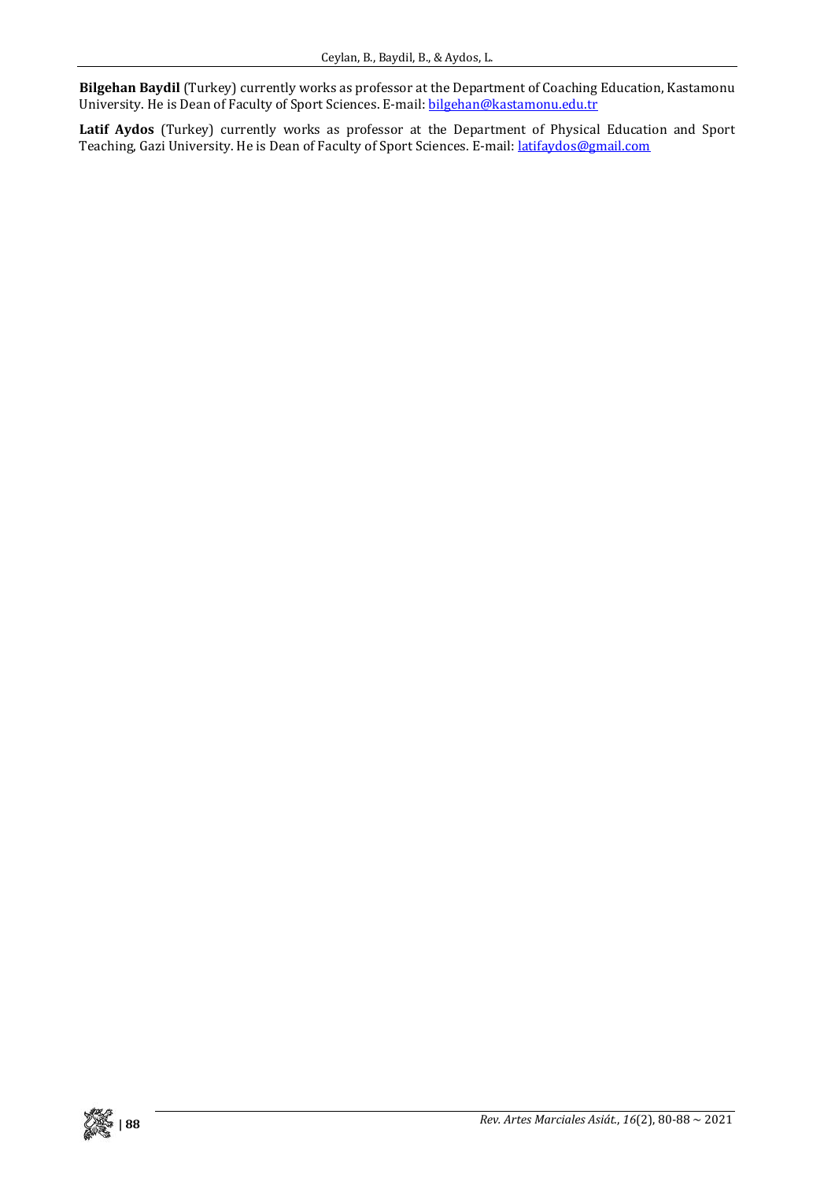**Bilgehan Baydil** (Turkey) currently works as professor at the Department of Coaching Education, Kastamonu University. He is Dean of Faculty of Sport Sciences. E-mail: bilgehan@kastamonu.edu.tr

**Latif Aydos** (Turkey) currently works as professor at the Department of Physical Education and Sport Teaching, Gazi University. He is Dean of Faculty of Sport Sciences. E-mail: latifaydos@gmail.com